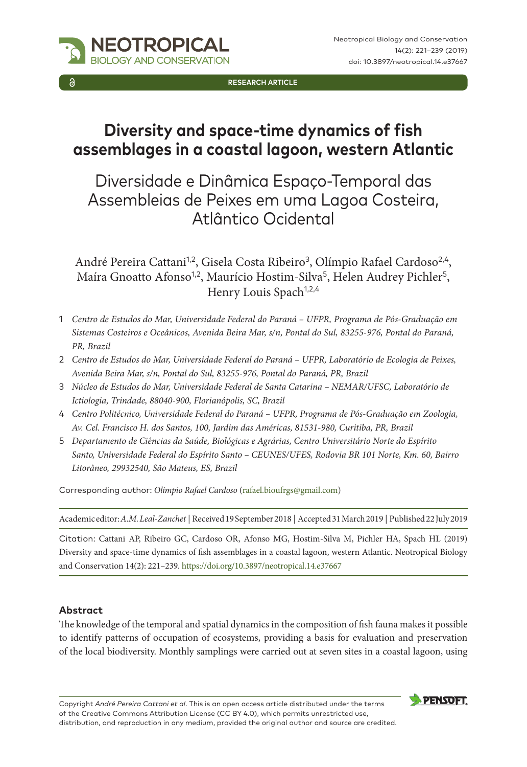RESEARCH ARTICLE

# Diversity and space-time dynamics of fish assemblages in a coastal lagoon, western Atlantic

# Diversidade e Dinâmica Espaço-Temporal das Assembleias de Peixes em uma Lagoa Costeira, Atlântico Ocidental

André Pereira Cattani[1,2], Gisela Costa Ribeiro[3], Olímpio Rafael Cardoso[2,4], Maíra Gnoatto Afonso[1,2], Maurício Hostim-Silva[5], Helen Audrey Pichler[5], Henry Louis Spach[1,2,4]

1 *Centro de Estudos do Mar, Universidade Federal do Paraná – UFPR, Programa de Pós-Graduação em Sistemas Costeiros e Oceânicos, Avenida Beira Mar, s/n, Pontal do Sul, 83255-976, Pontal do Paraná, PR, Brazil*

2 *Centro de Estudos do Mar, Universidade Federal do Paraná – UFPR, Laboratório de Ecologia de Peixes, Avenida Beira Mar, s/n, Pontal do Sul, 83255-976, Pontal do Paraná, PR, Brazil*

3 *Núcleo de Estudos do Mar, Universidade Federal de Santa Catarina – NEMAR/UFSC, Laboratório de Ictiologia, Trindade, 88040-900, Florianópolis, SC, Brazil*

4 *Centro Politécnico, Universidade Federal do Paraná – UFPR, Programa de Pós-Graduação em Zoologia, Av. Cel. Francisco H. dos Santos, 100, Jardim das Américas, 81531-980, Curitiba, PR, Brazil*

5 *Departamento de Ciências da Saúde, Biológicas e Agrárias, Centro Universitário Norte do Espírito Santo, Universidade Federal do Espírito Santo – CEUNES/UFES, Rodovia BR 101 Norte, Km. 60, Bairro Litorâneo, 29932540, São Mateus, ES, Brazil*

Corresponding author: *Olímpio Rafael Cardoso* (rafael.bioufrgs@gmail.com)

Academic editor: *A.M. Leal-Zanchet* | Received 19 September 2018 | Accepted 31 March 2019 | Published 22 July 2019

Citation: Cattani AP, Ribeiro GC, Cardoso OR, Afonso MG, Hostim-Silva M, Pichler HA, Spach HL (2019) Diversity and space-time dynamics of fish assemblages in a coastal lagoon, western Atlantic. Neotropical Biology and Conservation 14(2): 221–239. https://doi.org/10.3897/neotropical.14.e37667

## Abstract

The knowledge of the temporal and spatial dynamics in the composition of fish fauna makes it possible to identify patterns of occupation of ecosystems, providing a basis for evaluation and preservation of the local biodiversity. Monthly samplings were carried out at seven sites in a coastal lagoon, using

Copyright *André Pereira Cattani et al*. This is an open access article distributed under the terms of the Creative Commons Attribution License (CC BY 4.0), which permits unrestricted use, distribution, and reproduction in any medium, provided the original author and source are credited.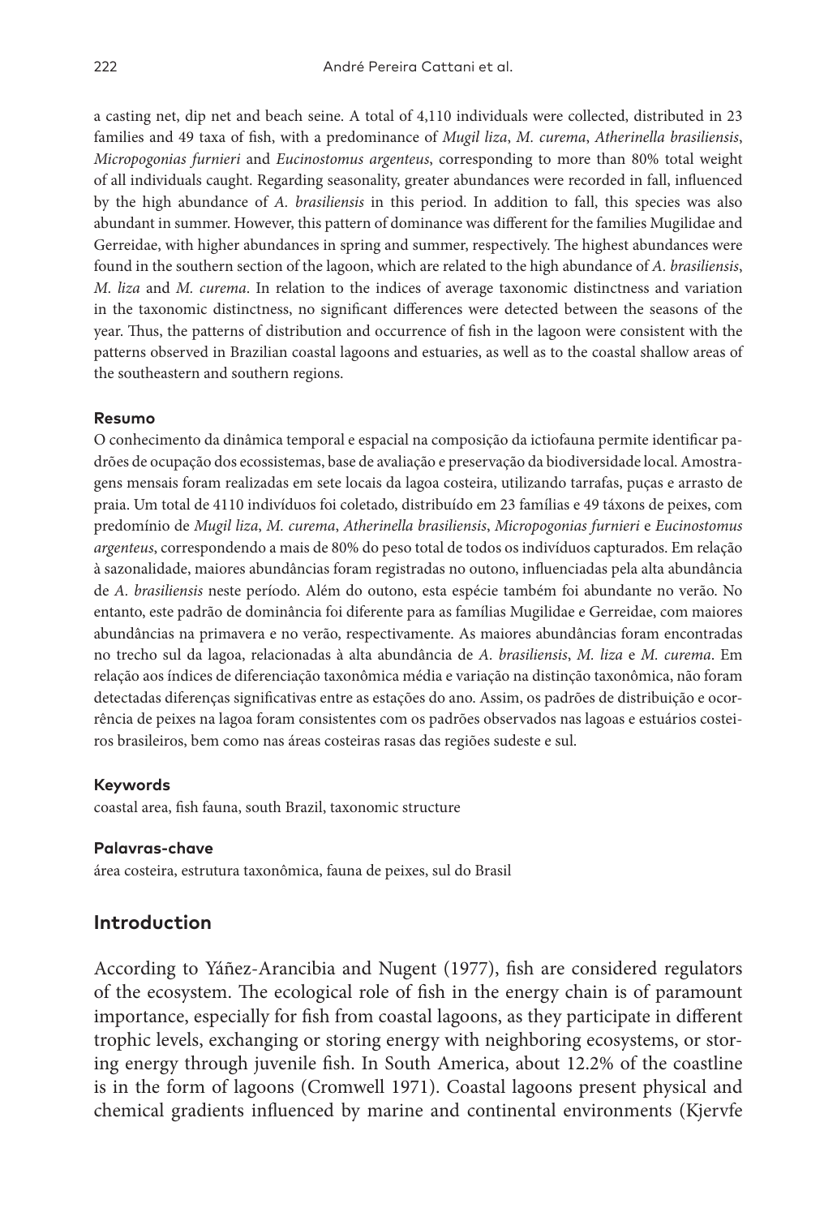a casting net, dip net and beach seine. A total of 4,110 individuals were collected, distributed in 23 families and 49 taxa of fish, with a predominance of *Mugil liza*, *M. curema*, *Atherinella brasiliensis*, *Micropogonias furnieri* and *Eucinostomus argenteus*, corresponding to more than 80% total weight of all individuals caught. Regarding seasonality, greater abundances were recorded in fall, influenced by the high abundance of *A. brasiliensis* in this period. In addition to fall, this species was also abundant in summer. However, this pattern of dominance was different for the families Mugilidae and Gerreidae, with higher abundances in spring and summer, respectively. The highest abundances were found in the southern section of the lagoon, which are related to the high abundance of *A. brasiliensis*, *M. liza* and *M. curema*. In relation to the indices of average taxonomic distinctness and variation in the taxonomic distinctness, no significant differences were detected between the seasons of the year. Thus, the patterns of distribution and occurrence of fish in the lagoon were consistent with the patterns observed in Brazilian coastal lagoons and estuaries, as well as to the coastal shallow areas of the southeastern and southern regions.

#### Resumo

O conhecimento da dinâmica temporal e espacial na composição da ictiofauna permite identificar padrões de ocupação dos ecossistemas, base de avaliação e preservação da biodiversidade local. Amostragens mensais foram realizadas em sete locais da lagoa costeira, utilizando tarrafas, puças e arrasto de praia. Um total de 4110 indivíduos foi coletado, distribuído em 23 famílias e 49 táxons de peixes, com predomínio de *Mugil liza*, *M. curema*, *Atherinella brasiliensis*, *Micropogonias furnieri* e *Eucinostomus argenteus*, correspondendo a mais de 80% do peso total de todos os indivíduos capturados. Em relação à sazonalidade, maiores abundâncias foram registradas no outono, influenciadas pela alta abundância de *A. brasiliensis* neste período. Além do outono, esta espécie também foi abundante no verão. No entanto, este padrão de dominância foi diferente para as famílias Mugilidae e Gerreidae, com maiores abundâncias na primavera e no verão, respectivamente. As maiores abundâncias foram encontradas no trecho sul da lagoa, relacionadas à alta abundância de *A. brasiliensis*, *M. liza* e *M. curema*. Em relação aos índices de diferenciação taxonômica média e variação na distinção taxonômica, não foram detectadas diferenças significativas entre as estações do ano. Assim, os padrões de distribuição e ocorrência de peixes na lagoa foram consistentes com os padrões observados nas lagoas e estuários costeiros brasileiros, bem como nas áreas costeiras rasas das regiões sudeste e sul.

#### Keywords

coastal area, fish fauna, south Brazil, taxonomic structure

#### Palavras-chave

área costeira, estrutura taxonômica, fauna de peixes, sul do Brasil

## Introduction

According to Yáñez-Arancibia and Nugent (1977), fish are considered regulators of the ecosystem. The ecological role of fish in the energy chain is of paramount importance, especially for fish from coastal lagoons, as they participate in different trophic levels, exchanging or storing energy with neighboring ecosystems, or storing energy through juvenile fish. In South America, about 12.2% of the coastline is in the form of lagoons (Cromwell 1971). Coastal lagoons present physical and chemical gradients influenced by marine and continental environments (Kjervfe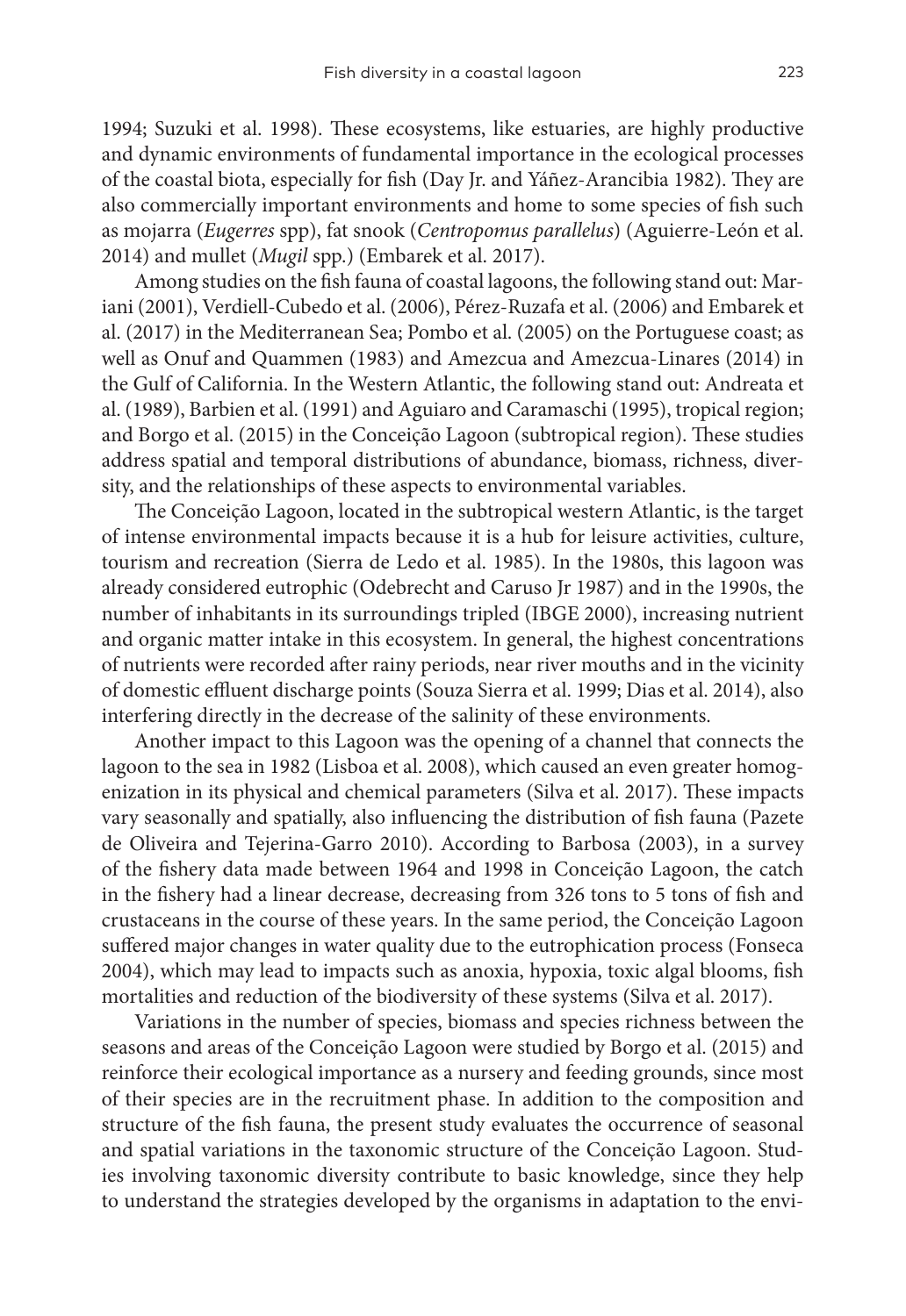1994; Suzuki et al. 1998). These ecosystems, like estuaries, are highly productive and dynamic environments of fundamental importance in the ecological processes of the coastal biota, especially for fish (Day Jr. and Yáñez-Arancibia 1982). They are also commercially important environments and home to some species of fish such as mojarra (*Eugerres* spp), fat snook (*Centropomus parallelus*) (Aguierre-León et al. 2014) and mullet (*Mugil* spp.) (Embarek et al. 2017).

Among studies on the fish fauna of coastal lagoons, the following stand out: Mariani (2001), Verdiell-Cubedo et al. (2006), Pérez-Ruzafa et al. (2006) and Embarek et al. (2017) in the Mediterranean Sea; Pombo et al. (2005) on the Portuguese coast; as well as Onuf and Quammen (1983) and Amezcua and Amezcua-Linares (2014) in the Gulf of California. In the Western Atlantic, the following stand out: Andreata et al. (1989), Barbien et al. (1991) and Aguiaro and Caramaschi (1995), tropical region; and Borgo et al. (2015) in the Conceição Lagoon (subtropical region). These studies address spatial and temporal distributions of abundance, biomass, richness, diversity, and the relationships of these aspects to environmental variables.

The Conceição Lagoon, located in the subtropical western Atlantic, is the target of intense environmental impacts because it is a hub for leisure activities, culture, tourism and recreation (Sierra de Ledo et al. 1985). In the 1980s, this lagoon was already considered eutrophic (Odebrecht and Caruso Jr 1987) and in the 1990s, the number of inhabitants in its surroundings tripled (IBGE 2000), increasing nutrient and organic matter intake in this ecosystem. In general, the highest concentrations of nutrients were recorded after rainy periods, near river mouths and in the vicinity of domestic effluent discharge points (Souza Sierra et al. 1999; Dias et al. 2014), also interfering directly in the decrease of the salinity of these environments.

Another impact to this Lagoon was the opening of a channel that connects the lagoon to the sea in 1982 (Lisboa et al. 2008), which caused an even greater homogenization in its physical and chemical parameters (Silva et al. 2017). These impacts vary seasonally and spatially, also influencing the distribution of fish fauna (Pazete de Oliveira and Tejerina-Garro 2010). According to Barbosa (2003), in a survey of the fishery data made between 1964 and 1998 in Conceição Lagoon, the catch in the fishery had a linear decrease, decreasing from 326 tons to 5 tons of fish and crustaceans in the course of these years. In the same period, the Conceição Lagoon suffered major changes in water quality due to the eutrophication process (Fonseca 2004), which may lead to impacts such as anoxia, hypoxia, toxic algal blooms, fish mortalities and reduction of the biodiversity of these systems (Silva et al. 2017).

Variations in the number of species, biomass and species richness between the seasons and areas of the Conceição Lagoon were studied by Borgo et al. (2015) and reinforce their ecological importance as a nursery and feeding grounds, since most of their species are in the recruitment phase. In addition to the composition and structure of the fish fauna, the present study evaluates the occurrence of seasonal and spatial variations in the taxonomic structure of the Conceição Lagoon. Studies involving taxonomic diversity contribute to basic knowledge, since they help to understand the strategies developed by the organisms in adaptation to the envi-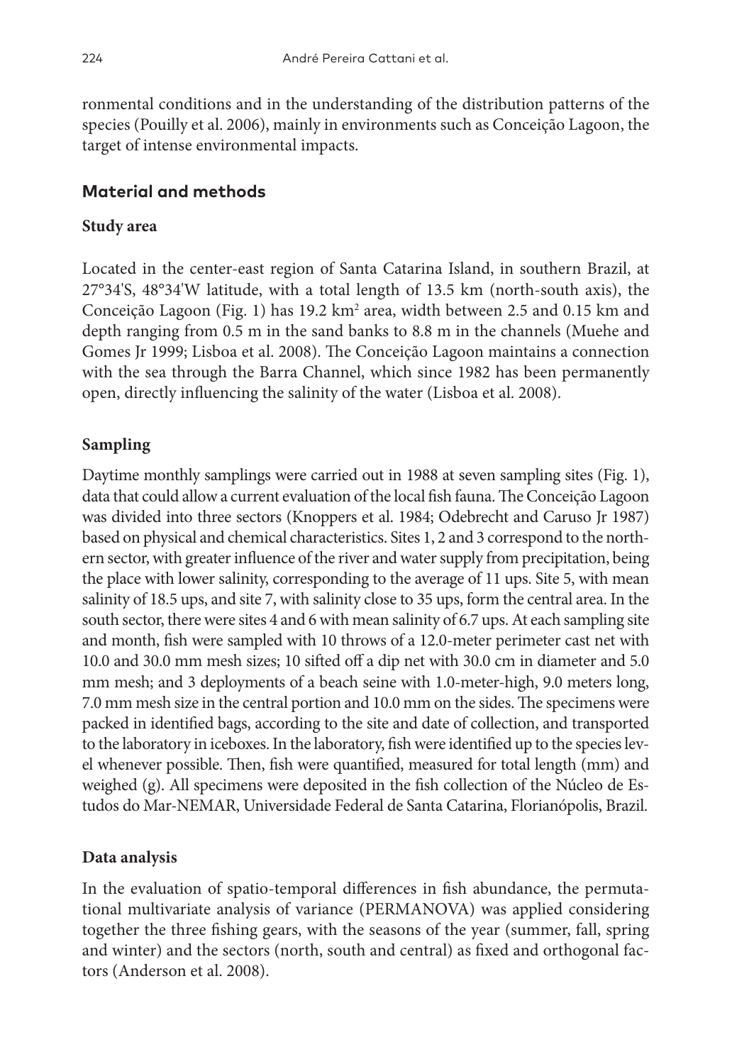ronmental conditions and in the understanding of the distribution patterns of the species (Pouilly et al. 2006), mainly in environments such as Conceição Lagoon, the target of intense environmental impacts.

## Material and methods

### Study area

Located in the center-east region of Santa Catarina Island, in southern Brazil, at 27°34'S, 48°34'W latitude, with a total length of 13.5 km (north-south axis), the Conceição Lagoon (Fig. 1) has 19.2 km$^2$ area, width between 2.5 and 0.15 km and depth ranging from 0.5 m in the sand banks to 8.8 m in the channels (Muehe and Gomes Jr 1999; Lisboa et al. 2008). The Conceição Lagoon maintains a connection with the sea through the Barra Channel, which since 1982 has been permanently open, directly influencing the salinity of the water (Lisboa et al. 2008).

### Sampling

Daytime monthly samplings were carried out in 1988 at seven sampling sites (Fig. 1), data that could allow a current evaluation of the local fish fauna. The Conceição Lagoon was divided into three sectors (Knoppers et al. 1984; Odebrecht and Caruso Jr 1987) based on physical and chemical characteristics. Sites 1, 2 and 3 correspond to the northern sector, with greater influence of the river and water supply from precipitation, being the place with lower salinity, corresponding to the average of 11 ups. Site 5, with mean salinity of 18.5 ups, and site 7, with salinity close to 35 ups, form the central area. In the south sector, there were sites 4 and 6 with mean salinity of 6.7 ups. At each sampling site and month, fish were sampled with 10 throws of a 12.0-meter perimeter cast net with 10.0 and 30.0 mm mesh sizes; 10 sifted off a dip net with 30.0 cm in diameter and 5.0 mm mesh; and 3 deployments of a beach seine with 1.0-meter-high, 9.0 meters long, 7.0 mm mesh size in the central portion and 10.0 mm on the sides. The specimens were packed in identified bags, according to the site and date of collection, and transported to the laboratory in iceboxes. In the laboratory, fish were identified up to the species level whenever possible. Then, fish were quantified, measured for total length (mm) and weighed (g). All specimens were deposited in the fish collection of the Núcleo de Estudos do Mar-NEMAR, Universidade Federal de Santa Catarina, Florianópolis, Brazil.

### Data analysis

In the evaluation of spatio-temporal differences in fish abundance, the permutational multivariate analysis of variance (PERMANOVA) was applied considering together the three fishing gears, with the seasons of the year (summer, fall, spring and winter) and the sectors (north, south and central) as fixed and orthogonal factors (Anderson et al. 2008).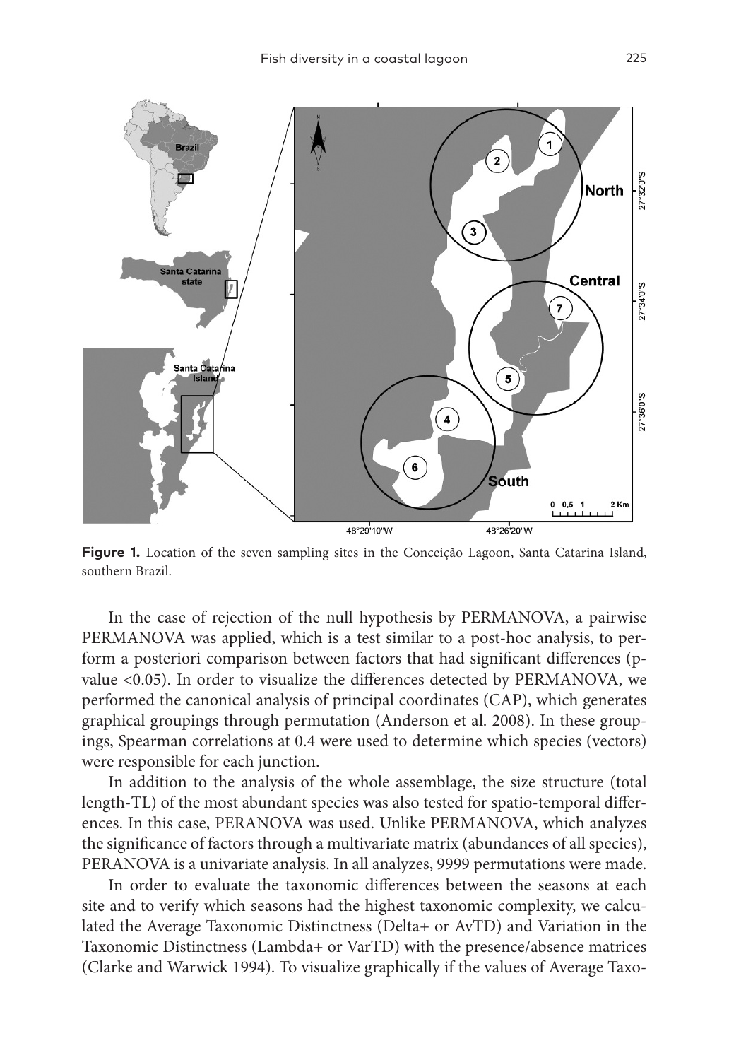**Figure 1.** Location of the seven sampling sites in the Conceição Lagoon, Santa Catarina Island, southern Brazil.

In the case of rejection of the null hypothesis by PERMANOVA, a pairwise PERMANOVA was applied, which is a test similar to a post-hoc analysis, to perform a posteriori comparison between factors that had significant differences (p-value <0.05). In order to visualize the differences detected by PERMANOVA, we performed the canonical analysis of principal coordinates (CAP), which generates graphical groupings through permutation (Anderson et al. 2008). In these groupings, Spearman correlations at 0.4 were used to determine which species (vectors) were responsible for each junction.

In addition to the analysis of the whole assemblage, the size structure (total length-TL) of the most abundant species was also tested for spatio-temporal differences. In this case, PERANOVA was used. Unlike PERMANOVA, which analyzes the significance of factors through a multivariate matrix (abundances of all species), PERANOVA is a univariate analysis. In all analyzes, 9999 permutations were made.

In order to evaluate the taxonomic differences between the seasons at each site and to verify which seasons had the highest taxonomic complexity, we calculated the Average Taxonomic Distinctness (Delta+ or AvTD) and Variation in the Taxonomic Distinctness (Lambda+ or VarTD) with the presence/absence matrices (Clarke and Warwick 1994). To visualize graphically if the values of Average Taxo-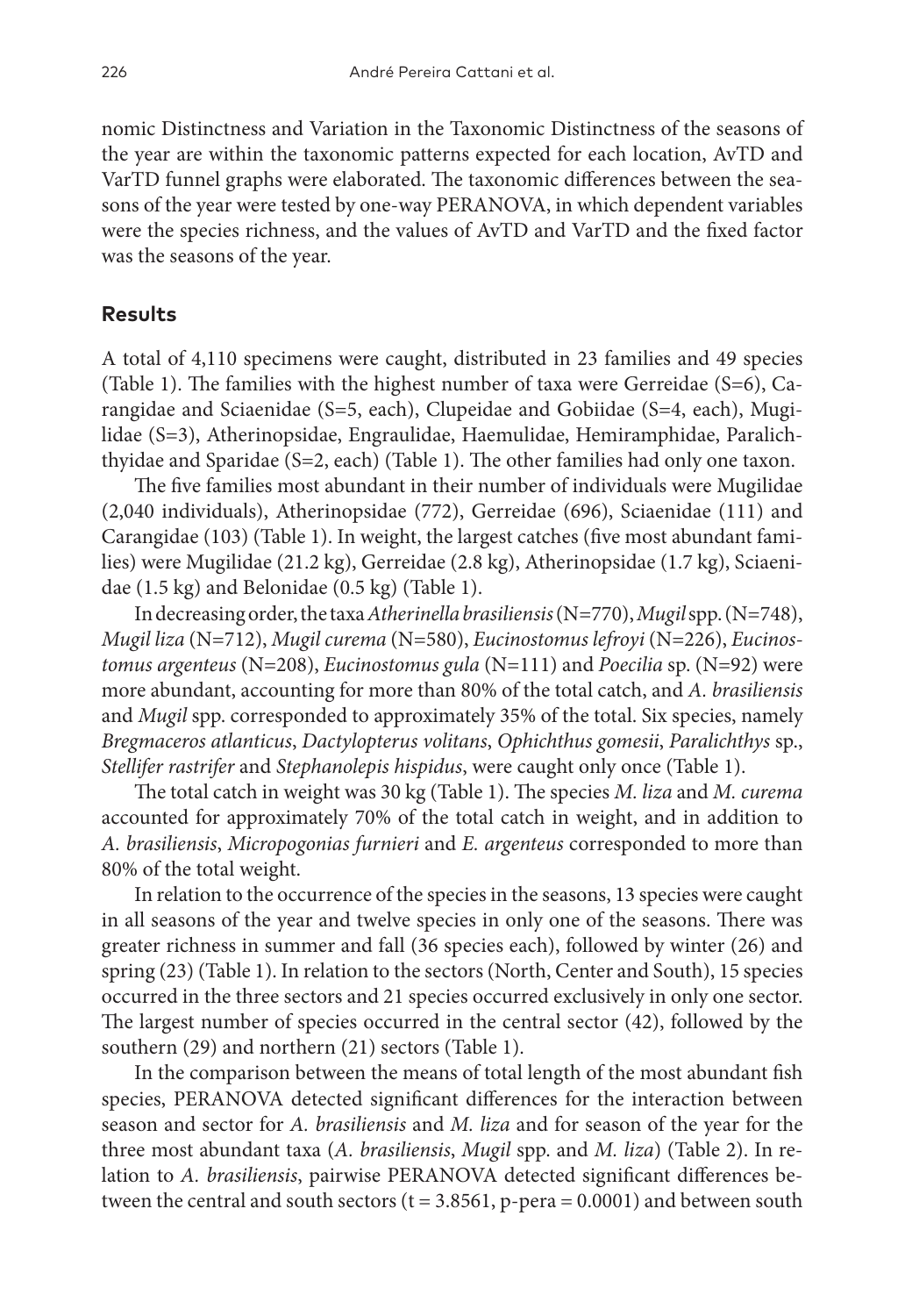nomic Distinctness and Variation in the Taxonomic Distinctness of the seasons of the year are within the taxonomic patterns expected for each location, AvTD and VarTD funnel graphs were elaborated. The taxonomic differences between the seasons of the year were tested by one-way PERANOVA, in which dependent variables were the species richness, and the values of AvTD and VarTD and the fixed factor was the seasons of the year.

## Results

A total of 4,110 specimens were caught, distributed in 23 families and 49 species (Table 1). The families with the highest number of taxa were Gerreidae (S=6), Carangidae and Sciaenidae (S=5, each), Clupeidae and Gobiidae (S=4, each), Mugilidae (S=3), Atherinopsidae, Engraulidae, Haemulidae, Hemiramphidae, Paralichthyidae and Sparidae (S=2, each) (Table 1). The other families had only one taxon.

The five families most abundant in their number of individuals were Mugilidae (2,040 individuals), Atherinopsidae (772), Gerreidae (696), Sciaenidae (111) and Carangidae (103) (Table 1). In weight, the largest catches (five most abundant families) were Mugilidae (21.2 kg), Gerreidae (2.8 kg), Atherinopsidae (1.7 kg), Sciaenidae (1.5 kg) and Belonidae (0.5 kg) (Table 1).

In decreasing order, the taxa *Atherinella brasiliensis* (N=770), *Mugil* spp. (N=748), *Mugil liza* (N=712), *Mugil curema* (N=580), *Eucinostomus lefroyi* (N=226), *Eucinostomus argenteus* (N=208), *Eucinostomus gula* (N=111) and *Poecilia* sp. (N=92) were more abundant, accounting for more than 80% of the total catch, and *A. brasiliensis* and *Mugil* spp. corresponded to approximately 35% of the total. Six species, namely *Bregmaceros atlanticus*, *Dactylopterus volitans*, *Ophichthus gomesii*, *Paralichthys* sp., *Stellifer rastrifer* and *Stephanolepis hispidus*, were caught only once (Table 1).

The total catch in weight was 30 kg (Table 1). The species *M. liza* and *M. curema* accounted for approximately 70% of the total catch in weight, and in addition to *A. brasiliensis*, *Micropogonias furnieri* and *E. argenteus* corresponded to more than 80% of the total weight.

In relation to the occurrence of the species in the seasons, 13 species were caught in all seasons of the year and twelve species in only one of the seasons. There was greater richness in summer and fall (36 species each), followed by winter (26) and spring (23) (Table 1). In relation to the sectors (North, Center and South), 15 species occurred in the three sectors and 21 species occurred exclusively in only one sector. The largest number of species occurred in the central sector (42), followed by the southern (29) and northern (21) sectors (Table 1).

In the comparison between the means of total length of the most abundant fish species, PERANOVA detected significant differences for the interaction between season and sector for *A. brasiliensis* and *M. liza* and for season of the year for the three most abundant taxa (*A. brasiliensis*, *Mugil* spp. and *M. liza*) (Table 2). In relation to *A. brasiliensis*, pairwise PERANOVA detected significant differences between the central and south sectors ($t = 3.8561$, p-pera = 0.0001) and between south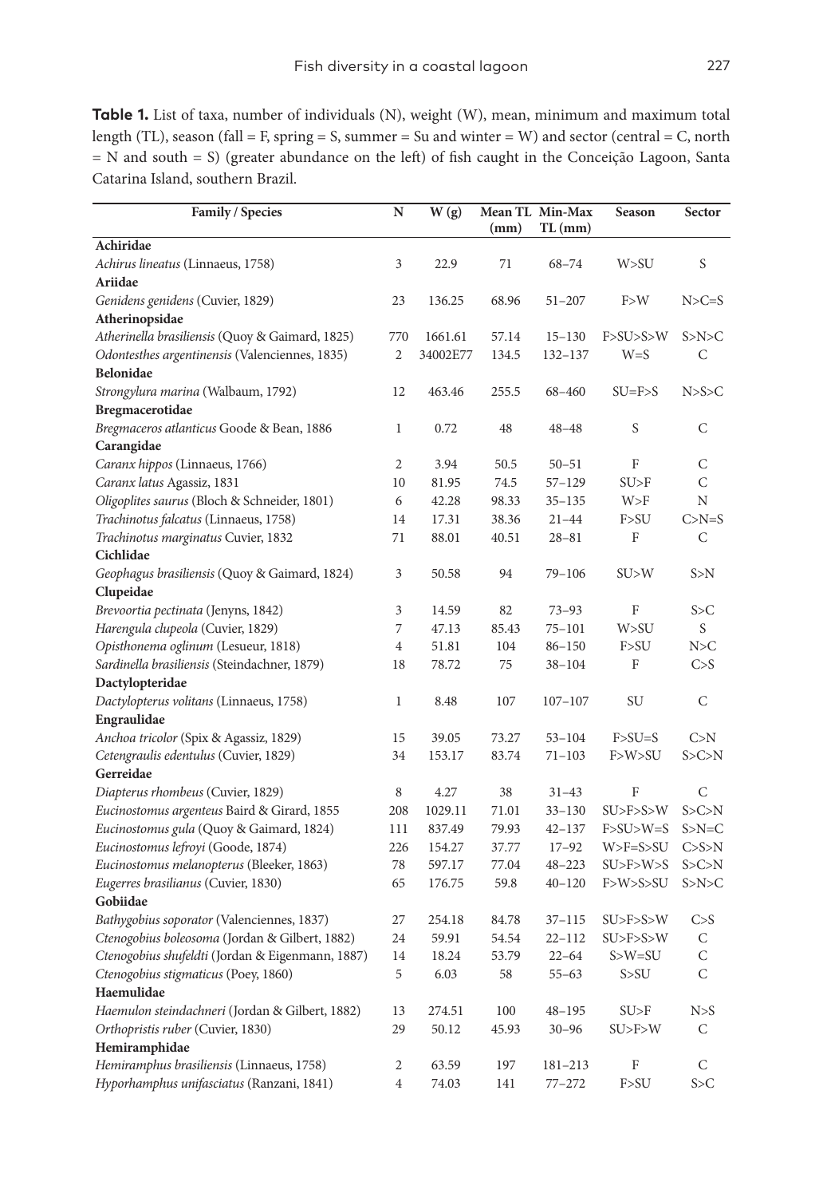**Table 1.** List of taxa, number of individuals (N), weight (W), mean, minimum and maximum total length (TL), season (fall = F, spring = S, summer = Su and winter = W) and sector (central = C, north = N and south = S) (greater abundance on the left) of fish caught in the Conceição Lagoon, Santa Catarina Island, southern Brazil.

| Family / Species | N | W (g) | Mean TL (mm) | Min-Max TL (mm) | Season | Sector |
|---|---|---|---|---|---|---|
| **Achiridae** | | | | | | |
| *Achirus lineatus* (Linnaeus, 1758) | 3 | 22.9 | 71 | 68–74 | W>SU | S |
| **Ariidae** | | | | | | |
| *Genidens genidens* (Cuvier, 1829) | 23 | 136.25 | 68.96 | 51–207 | F>W | N>C=S |
| **Atherinopsidae** | | | | | | |
| *Atherinella brasiliensis* (Quoy & Gaimard, 1825) | 770 | 1661.61 | 57.14 | 15–130 | F>SU>S>W | S>N>C |
| *Odontesthes argentinensis* (Valenciennes, 1835) | 2 | 34002E77 | 134.5 | 132–137 | W=S | C |
| **Belonidae** | | | | | | |
| *Strongylura marina* (Walbaum, 1792) | 12 | 463.46 | 255.5 | 68–460 | SU=F>S | N>S>C |
| **Bregmacerotidae** | | | | | | |
| *Bregmaceros atlanticus* Goode & Bean, 1886 | 1 | 0.72 | 48 | 48–48 | S | C |
| **Carangidae** | | | | | | |
| *Caranx hippos* (Linnaeus, 1766) | 2 | 3.94 | 50.5 | 50–51 | F | C |
| *Caranx latus* Agassiz, 1831 | 10 | 81.95 | 74.5 | 57–129 | SU>F | C |
| *Oligoplites saurus* (Bloch & Schneider, 1801) | 6 | 42.28 | 98.33 | 35–135 | W>F | N |
| *Trachinotus falcatus* (Linnaeus, 1758) | 14 | 17.31 | 38.36 | 21–44 | F>SU | C>N=S |
| *Trachinotus marginatus* Cuvier, 1832 | 71 | 88.01 | 40.51 | 28–81 | F | C |
| **Cichlidae** | | | | | | |
| *Geophagus brasiliensis* (Quoy & Gaimard, 1824) | 3 | 50.58 | 94 | 79–106 | SU>W | S>N |
| **Clupeidae** | | | | | | |
| *Brevoortia pectinata* (Jenyns, 1842) | 3 | 14.59 | 82 | 73–93 | F | S>C |
| *Harengula clupeola* (Cuvier, 1829) | 7 | 47.13 | 85.43 | 75–101 | W>SU | S |
| *Opisthonema oglinum* (Lesueur, 1818) | 4 | 51.81 | 104 | 86–150 | F>SU | N>C |
| *Sardinella brasiliensis* (Steindachner, 1879) | 18 | 78.72 | 75 | 38–104 | F | C>S |
| **Dactylopteridae** | | | | | | |
| *Dactylopterus volitans* (Linnaeus, 1758) | 1 | 8.48 | 107 | 107–107 | SU | C |
| **Engraulidae** | | | | | | |
| *Anchoa tricolor* (Spix & Agassiz, 1829) | 15 | 39.05 | 73.27 | 53–104 | F>SU=S | C>N |
| *Cetengraulis edentulus* (Cuvier, 1829) | 34 | 153.17 | 83.74 | 71–103 | F>W>SU | S>C>N |
| **Gerreidae** | | | | | | |
| *Diapterus rhombeus* (Cuvier, 1829) | 8 | 4.27 | 38 | 31–43 | F | C |
| *Eucinostomus argenteus* Baird & Girard, 1855 | 208 | 1029.11 | 71.01 | 33–130 | SU>F>S>W | S>C>N |
| *Eucinostomus gula* (Quoy & Gaimard, 1824) | 111 | 837.49 | 79.93 | 42–137 | F>SU>W=S | S>N=C |
| *Eucinostomus lefroyi* (Goode, 1874) | 226 | 154.27 | 37.77 | 17–92 | W>F=S>SU | C>S>N |
| *Eucinostomus melanopterus* (Bleeker, 1863) | 78 | 597.17 | 77.04 | 48–223 | SU>F>W>S | S>C>N |
| *Eugerres brasilianus* (Cuvier, 1830) | 65 | 176.75 | 59.8 | 40–120 | F>W>S>SU | S>N>C |
| **Gobiidae** | | | | | | |
| *Bathygobius soporator* (Valenciennes, 1837) | 27 | 254.18 | 84.78 | 37–115 | SU>F>S>W | C>S |
| *Ctenogobius boleosoma* (Jordan & Gilbert, 1882) | 24 | 59.91 | 54.54 | 22–112 | SU>F>S>W | C |
| *Ctenogobius shufeldti* (Jordan & Eigenmann, 1887) | 14 | 18.24 | 53.79 | 22–64 | S>W=SU | C |
| *Ctenogobius stigmaticus* (Poey, 1860) | 5 | 6.03 | 58 | 55–63 | S>SU | C |
| **Haemulidae** | | | | | | |
| *Haemulon steindachneri* (Jordan & Gilbert, 1882) | 13 | 274.51 | 100 | 48–195 | SU>F | N>S |
| *Orthopristis ruber* (Cuvier, 1830) | 29 | 50.12 | 45.93 | 30–96 | SU>F>W | C |
| **Hemiramphidae** | | | | | | |
| *Hemiramphus brasiliensis* (Linnaeus, 1758) | 2 | 63.59 | 197 | 181–213 | F | C |
| *Hyporhamphus unifasciatus* (Ranzani, 1841) | 4 | 74.03 | 141 | 77–272 | F>SU | S>C |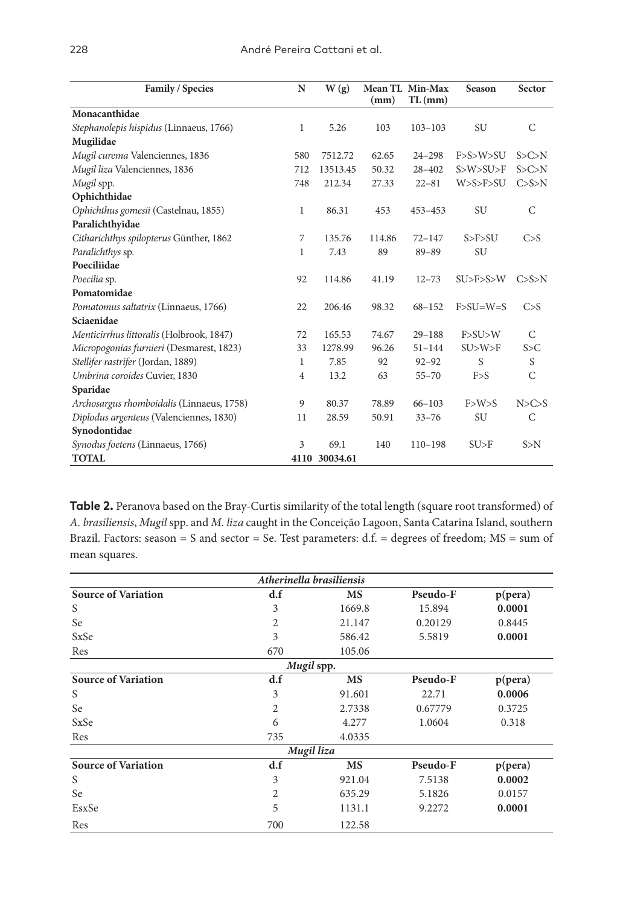| Family / Species | N | W (g) | Mean TL (mm) | Min-Max TL (mm) | Season | Sector |
|---|---|---|---|---|---|---|
| **Monacanthidae** | | | | | | |
| *Stephanolepis hispidus* (Linnaeus, 1766) | 1 | 5.26 | 103 | 103–103 | SU | C |
| **Mugilidae** | | | | | | |
| *Mugil curema* Valenciennes, 1836 | 580 | 7512.72 | 62.65 | 24–298 | F>S>W>SU | S>C>N |
| *Mugil liza* Valenciennes, 1836 | 712 | 13513.45 | 50.32 | 28–402 | S>W>SU>F | S>C>N |
| *Mugil* spp. | 748 | 212.34 | 27.33 | 22–81 | W>S>F>SU | C>S>N |
| **Ophichthidae** | | | | | | |
| *Ophichthus gomesii* (Castelnau, 1855) | 1 | 86.31 | 453 | 453–453 | SU | C |
| **Paralichthyidae** | | | | | | |
| *Citharichthys spilopterus* Günther, 1862 | 7 | 135.76 | 114.86 | 72–147 | S>F>SU | C>S |
| *Paralichthys* sp. | 1 | 7.43 | 89 | 89–89 | SU | |
| **Poeciliidae** | | | | | | |
| *Poecilia* sp. | 92 | 114.86 | 41.19 | 12–73 | SU>F>S>W | C>S>N |
| **Pomatomidae** | | | | | | |
| *Pomatomus saltatrix* (Linnaeus, 1766) | 22 | 206.46 | 98.32 | 68–152 | F>SU=W=S | C>S |
| **Sciaenidae** | | | | | | |
| *Menticirrhus littoralis* (Holbrook, 1847) | 72 | 165.53 | 74.67 | 29–188 | F>SU>W | C |
| *Micropogonias furnieri* (Desmarest, 1823) | 33 | 1278.99 | 96.26 | 51–144 | SU>W>F | S>C |
| *Stellifer rastrifer* (Jordan, 1889) | 1 | 7.85 | 92 | 92–92 | S | S |
| *Umbrina coroides* Cuvier, 1830 | 4 | 13.2 | 63 | 55–70 | F>S | C |
| **Sparidae** | | | | | | |
| *Archosargus rhomboidalis* (Linnaeus, 1758) | 9 | 80.37 | 78.89 | 66–103 | F>W>S | N>C>S |
| *Diplodus argenteus* (Valenciennes, 1830) | 11 | 28.59 | 50.91 | 33–76 | SU | C |
| **Synodontidae** | | | | | | |
| *Synodus foetens* (Linnaeus, 1766) | 3 | 69.1 | 140 | 110–198 | SU>F | S>N |
| **TOTAL** | **4110** | **30034.61** | | | | |

**Table 2.** Peranova based on the Bray-Curtis similarity of the total length (square root transformed) of *A. brasiliensis*, *Mugil* spp. and *M. liza* caught in the Conceição Lagoon, Santa Catarina Island, southern Brazil. Factors: season = S and sector = Se. Test parameters: d.f. = degrees of freedom; MS = sum of mean squares.

| Source of Variation | d.f | MS | Pseudo-F | p(pera) |
|---|---|---|---|---|
| ***Atherinella brasiliensis*** | | | | |
| S | 3 | 1669.8 | 15.894 | **0.0001** |
| Se | 2 | 21.147 | 0.20129 | 0.8445 |
| SxSe | 3 | 586.42 | 5.5819 | **0.0001** |
| Res | 670 | 105.06 | | |
| ***Mugil* spp.** | | | | |
| S | 3 | 91.601 | 22.71 | **0.0006** |
| Se | 2 | 2.7338 | 0.67779 | 0.3725 |
| SxSe | 6 | 4.277 | 1.0604 | 0.318 |
| Res | 735 | 4.0335 | | |
| ***Mugil liza*** | | | | |
| S | 3 | 921.04 | 7.5138 | **0.0002** |
| Se | 2 | 635.29 | 5.1826 | 0.0157 |
| EsxSe | 5 | 1131.1 | 9.2272 | **0.0001** |
| Res | 700 | 122.58 | | |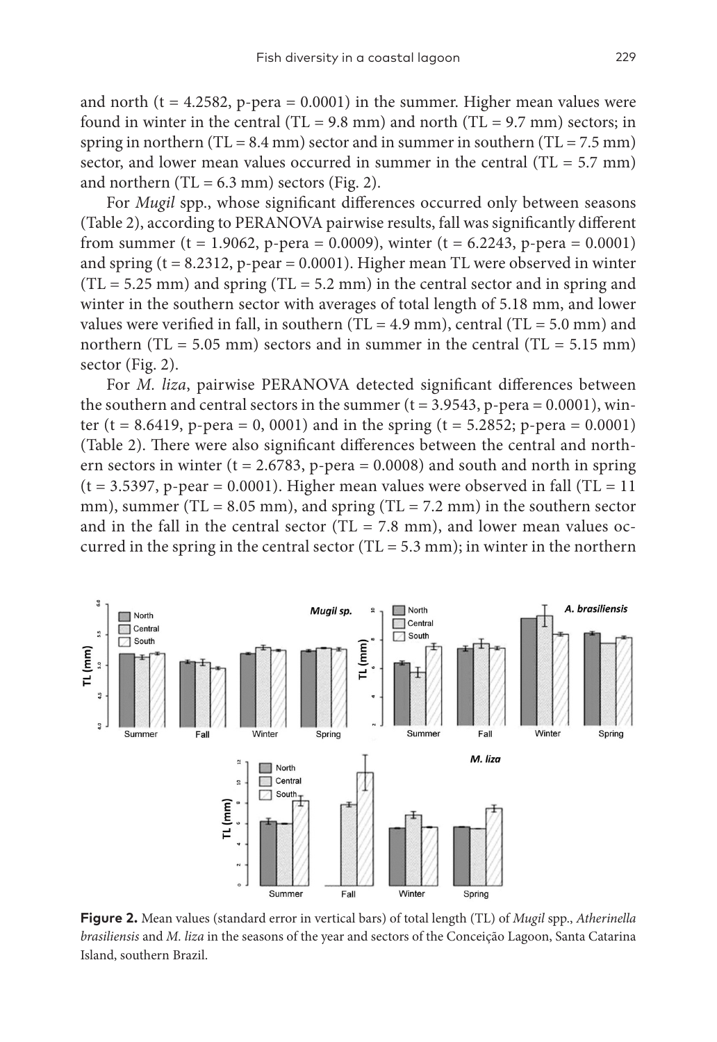and north (t = 4.2582, p-pera = 0.0001) in the summer. Higher mean values were found in winter in the central (TL = 9.8 mm) and north (TL = 9.7 mm) sectors; in spring in northern (TL = 8.4 mm) sector and in summer in southern (TL = 7.5 mm) sector, and lower mean values occurred in summer in the central (TL = 5.7 mm) and northern (TL = 6.3 mm) sectors (Fig. 2).

For *Mugil* spp., whose significant differences occurred only between seasons (Table 2), according to PERANOVA pairwise results, fall was significantly different from summer (t = 1.9062, p-pera = 0.0009), winter (t = 6.2243, p-pera = 0.0001) and spring (t = 8.2312, p-pear = 0.0001). Higher mean TL were observed in winter (TL = 5.25 mm) and spring (TL = 5.2 mm) in the central sector and in spring and winter in the southern sector with averages of total length of 5.18 mm, and lower values were verified in fall, in southern (TL = 4.9 mm), central (TL = 5.0 mm) and northern (TL = 5.05 mm) sectors and in summer in the central (TL = 5.15 mm) sector (Fig. 2).

For *M. liza*, pairwise PERANOVA detected significant differences between the southern and central sectors in the summer (t = 3.9543, p-pera = 0.0001), winter (t = 8.6419, p-pera = 0, 0001) and in the spring (t = 5.2852; p-pera = 0.0001) (Table 2). There were also significant differences between the central and northern sectors in winter (t = 2.6783, p-pera = 0.0008) and south and north in spring (t = 3.5397, p-pear = 0.0001). Higher mean values were observed in fall (TL = 11 mm), summer (TL = 8.05 mm), and spring (TL = 7.2 mm) in the southern sector and in the fall in the central sector (TL = 7.8 mm), and lower mean values occurred in the spring in the central sector (TL = 5.3 mm); in winter in the northern

**Figure 2.** Mean values (standard error in vertical bars) of total length (TL) of *Mugil* spp., *Atherinella brasiliensis* and *M. liza* in the seasons of the year and sectors of the Conceição Lagoon, Santa Catarina Island, southern Brazil.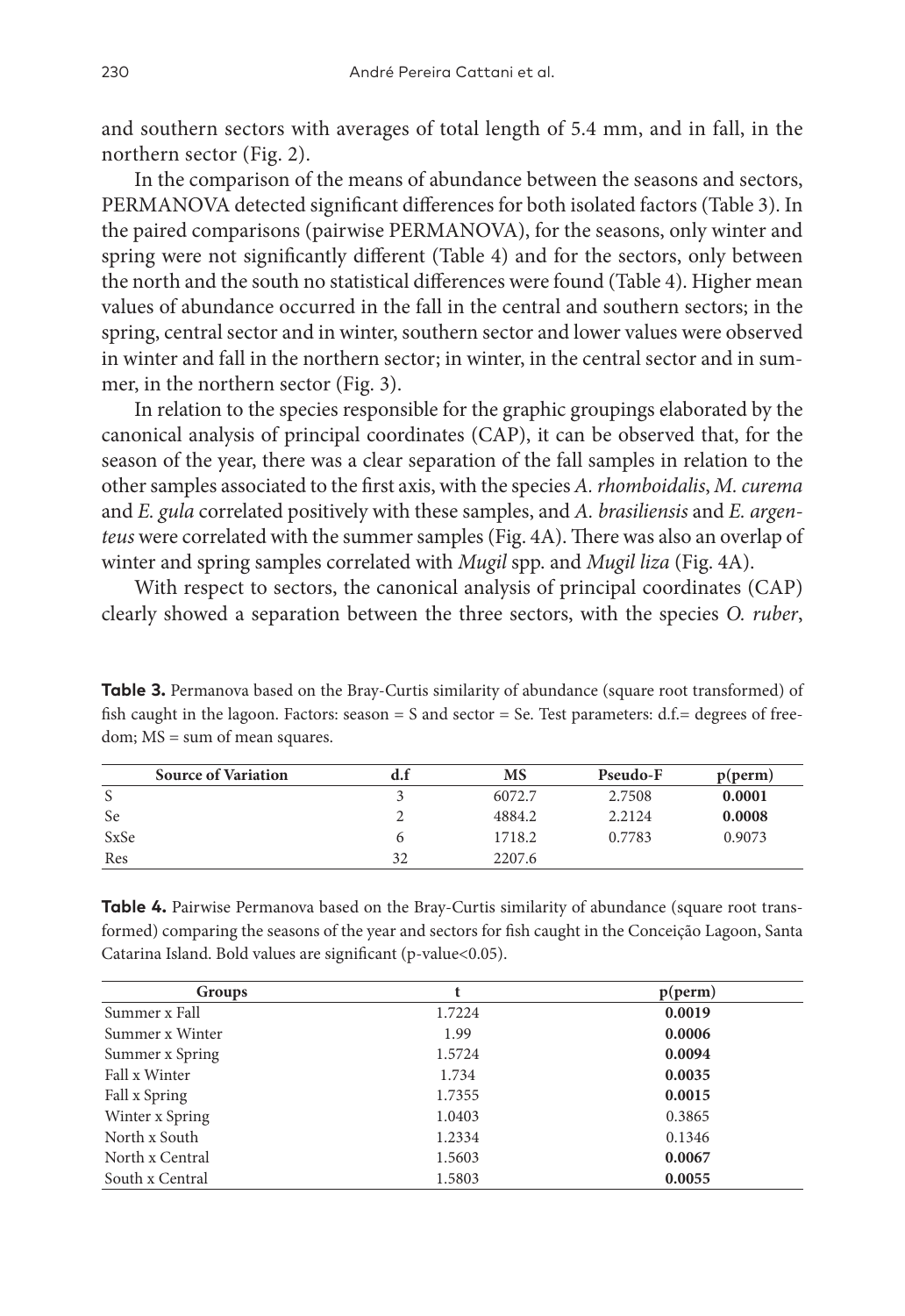and southern sectors with averages of total length of 5.4 mm, and in fall, in the northern sector (Fig. 2).

In the comparison of the means of abundance between the seasons and sectors, PERMANOVA detected significant differences for both isolated factors (Table 3). In the paired comparisons (pairwise PERMANOVA), for the seasons, only winter and spring were not significantly different (Table 4) and for the sectors, only between the north and the south no statistical differences were found (Table 4). Higher mean values of abundance occurred in the fall in the central and southern sectors; in the spring, central sector and in winter, southern sector and lower values were observed in winter and fall in the northern sector; in winter, in the central sector and in summer, in the northern sector (Fig. 3).

In relation to the species responsible for the graphic groupings elaborated by the canonical analysis of principal coordinates (CAP), it can be observed that, for the season of the year, there was a clear separation of the fall samples in relation to the other samples associated to the first axis, with the species *A. rhomboidalis*, *M. curema* and *E. gula* correlated positively with these samples, and *A. brasiliensis* and *E. argenteus* were correlated with the summer samples (Fig. 4A). There was also an overlap of winter and spring samples correlated with *Mugil* spp. and *Mugil liza* (Fig. 4A).

With respect to sectors, the canonical analysis of principal coordinates (CAP) clearly showed a separation between the three sectors, with the species *O. ruber*,

**Table 3.** Permanova based on the Bray-Curtis similarity of abundance (square root transformed) of fish caught in the lagoon. Factors: season = S and sector = Se. Test parameters: d.f.= degrees of freedom; MS = sum of mean squares.

| Source of Variation | d.f | MS | Pseudo-F | p(perm) |
|---|---|---|---|---|
| S | 3 | 6072.7 | 2.7508 | **0.0001** |
| Se | 2 | 4884.2 | 2.2124 | **0.0008** |
| SxSe | 6 | 1718.2 | 0.7783 | 0.9073 |
| Res | 32 | 2207.6 | | |

**Table 4.** Pairwise Permanova based on the Bray-Curtis similarity of abundance (square root transformed) comparing the seasons of the year and sectors for fish caught in the Conceição Lagoon, Santa Catarina Island. Bold values are significant (p-value<0.05).

| Groups | t | p(perm) |
|---|---|---|
| Summer x Fall | 1.7224 | **0.0019** |
| Summer x Winter | 1.99 | **0.0006** |
| Summer x Spring | 1.5724 | **0.0094** |
| Fall x Winter | 1.734 | **0.0035** |
| Fall x Spring | 1.7355 | **0.0015** |
| Winter x Spring | 1.0403 | 0.3865 |
| North x South | 1.2334 | 0.1346 |
| North x Central | 1.5603 | **0.0067** |
| South x Central | 1.5803 | **0.0055** |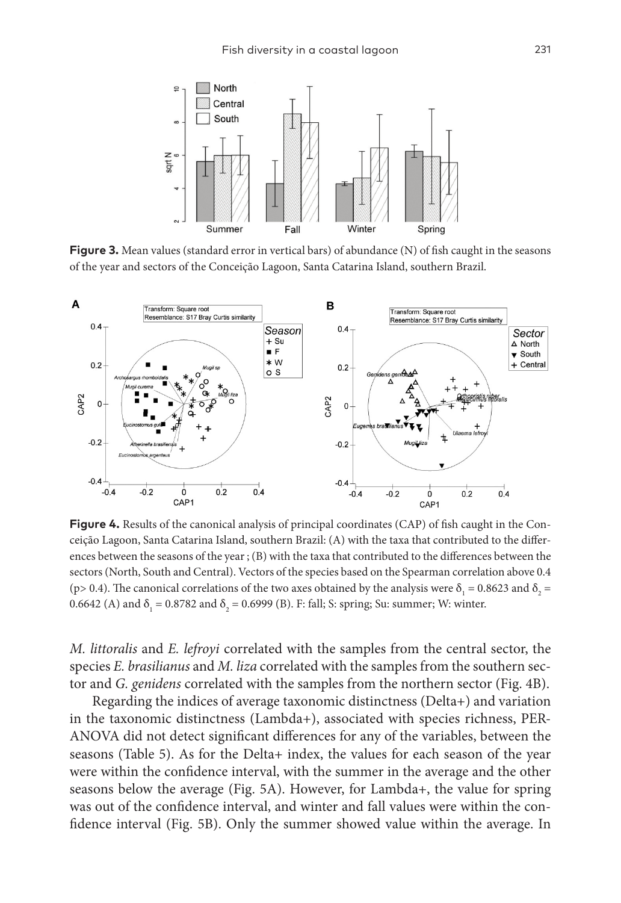**Figure 3.** Mean values (standard error in vertical bars) of abundance (N) of fish caught in the seasons of the year and sectors of the Conceição Lagoon, Santa Catarina Island, southern Brazil.

**Figure 4.** Results of the canonical analysis of principal coordinates (CAP) of fish caught in the Conceição Lagoon, Santa Catarina Island, southern Brazil: (A) with the taxa that contributed to the differences between the seasons of the year ; (B) with the taxa that contributed to the differences between the sectors (North, South and Central). Vectors of the species based on the Spearman correlation above 0.4 (p> 0.4). The canonical correlations of the two axes obtained by the analysis were $\delta_1 = 0.8623$ and $\delta_2 = 0.6642$ (A) and $\delta_1 = 0.8782$ and $\delta_2 = 0.6999$ (B). F: fall; S: spring; Su: summer; W: winter.

*M. littoralis* and *E. lefroyi* correlated with the samples from the central sector, the species *E. brasilianus* and *M. liza* correlated with the samples from the southern sector and *G. genidens* correlated with the samples from the northern sector (Fig. 4B).

Regarding the indices of average taxonomic distinctness (Delta+) and variation in the taxonomic distinctness (Lambda+), associated with species richness, PERANOVA did not detect significant differences for any of the variables, between the seasons (Table 5). As for the Delta+ index, the values for each season of the year were within the confidence interval, with the summer in the average and the other seasons below the average (Fig. 5A). However, for Lambda+, the value for spring was out of the confidence interval, and winter and fall values were within the confidence interval (Fig. 5B). Only the summer showed value within the average. In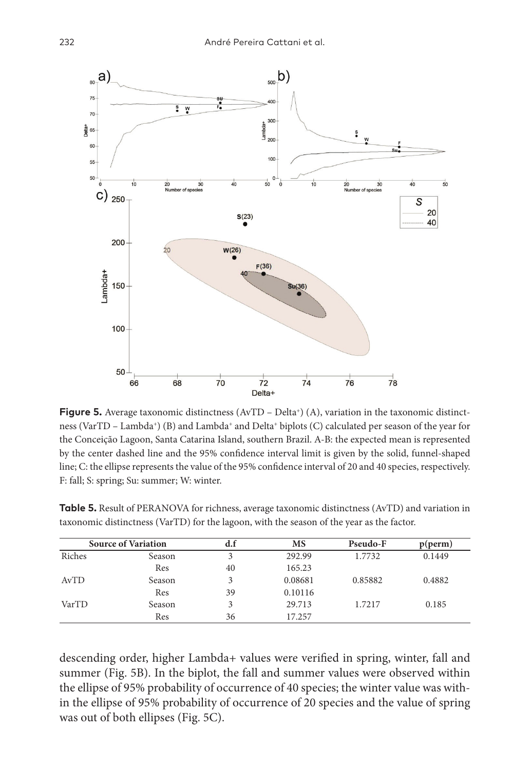**Figure 5.** Average taxonomic distinctness (AvTD – Delta+) (A), variation in the taxonomic distinctness (VarTD – Lambda+) (B) and Lambda+ and Delta+ biplots (C) calculated per season of the year for the Conceição Lagoon, Santa Catarina Island, southern Brazil. A-B: the expected mean is represented by the center dashed line and the 95% confidence interval limit is given by the solid, funnel-shaped line; C: the ellipse represents the value of the 95% confidence interval of 20 and 40 species, respectively. F: fall; S: spring; Su: summer; W: winter.

**Table 5.** Result of PERANOVA for richness, average taxonomic distinctness (AvTD) and variation in taxonomic distinctness (VarTD) for the lagoon, with the season of the year as the factor.

| Source of Variation | | d.f | MS | Pseudo-F | p(perm) |
|---|---|---|---|---|---|
| Riches | Season | 3 | 292.99 | 1.7732 | 0.1449 |
| | Res | 40 | 165.23 | | |
| AvTD | Season | 3 | 0.08681 | 0.85882 | 0.4882 |
| | Res | 39 | 0.10116 | | |
| VarTD | Season | 3 | 29.713 | 1.7217 | 0.185 |
| | Res | 36 | 17.257 | | |

descending order, higher Lambda+ values were verified in spring, winter, fall and summer (Fig. 5B). In the biplot, the fall and summer values were observed within the ellipse of 95% probability of occurrence of 40 species; the winter value was within the ellipse of 95% probability of occurrence of 20 species and the value of spring was out of both ellipses (Fig. 5C).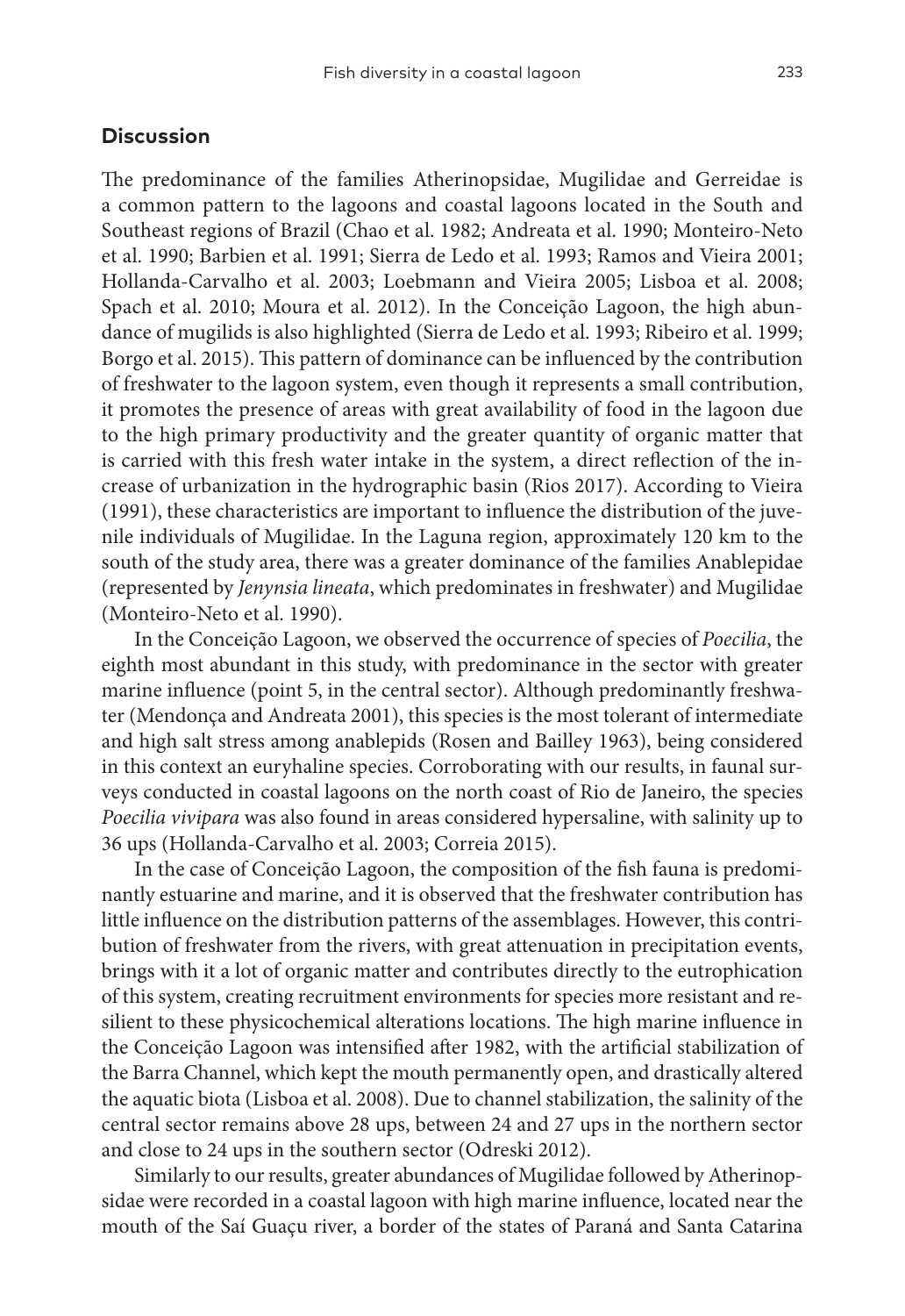## Discussion

The predominance of the families Atherinopsidae, Mugilidae and Gerreidae is a common pattern to the lagoons and coastal lagoons located in the South and Southeast regions of Brazil (Chao et al. 1982; Andreata et al. 1990; Monteiro-Neto et al. 1990; Barbien et al. 1991; Sierra de Ledo et al. 1993; Ramos and Vieira 2001; Hollanda-Carvalho et al. 2003; Loebmann and Vieira 2005; Lisboa et al. 2008; Spach et al. 2010; Moura et al. 2012). In the Conceição Lagoon, the high abundance of mugilids is also highlighted (Sierra de Ledo et al. 1993; Ribeiro et al. 1999; Borgo et al. 2015). This pattern of dominance can be influenced by the contribution of freshwater to the lagoon system, even though it represents a small contribution, it promotes the presence of areas with great availability of food in the lagoon due to the high primary productivity and the greater quantity of organic matter that is carried with this fresh water intake in the system, a direct reflection of the increase of urbanization in the hydrographic basin (Rios 2017). According to Vieira (1991), these characteristics are important to influence the distribution of the juvenile individuals of Mugilidae. In the Laguna region, approximately 120 km to the south of the study area, there was a greater dominance of the families Anablepidae (represented by *Jenynsia lineata*, which predominates in freshwater) and Mugilidae (Monteiro-Neto et al. 1990).

In the Conceição Lagoon, we observed the occurrence of species of *Poecilia*, the eighth most abundant in this study, with predominance in the sector with greater marine influence (point 5, in the central sector). Although predominantly freshwater (Mendonça and Andreata 2001), this species is the most tolerant of intermediate and high salt stress among anablepids (Rosen and Bailley 1963), being considered in this context an euryhaline species. Corroborating with our results, in faunal surveys conducted in coastal lagoons on the north coast of Rio de Janeiro, the species *Poecilia vivipara* was also found in areas considered hypersaline, with salinity up to 36 ups (Hollanda-Carvalho et al. 2003; Correia 2015).

In the case of Conceição Lagoon, the composition of the fish fauna is predominantly estuarine and marine, and it is observed that the freshwater contribution has little influence on the distribution patterns of the assemblages. However, this contribution of freshwater from the rivers, with great attenuation in precipitation events, brings with it a lot of organic matter and contributes directly to the eutrophication of this system, creating recruitment environments for species more resistant and resilient to these physicochemical alterations locations. The high marine influence in the Conceição Lagoon was intensified after 1982, with the artificial stabilization of the Barra Channel, which kept the mouth permanently open, and drastically altered the aquatic biota (Lisboa et al. 2008). Due to channel stabilization, the salinity of the central sector remains above 28 ups, between 24 and 27 ups in the northern sector and close to 24 ups in the southern sector (Odreski 2012).

Similarly to our results, greater abundances of Mugilidae followed by Atherinopsidae were recorded in a coastal lagoon with high marine influence, located near the mouth of the Saí Guaçu river, a border of the states of Paraná and Santa Catarina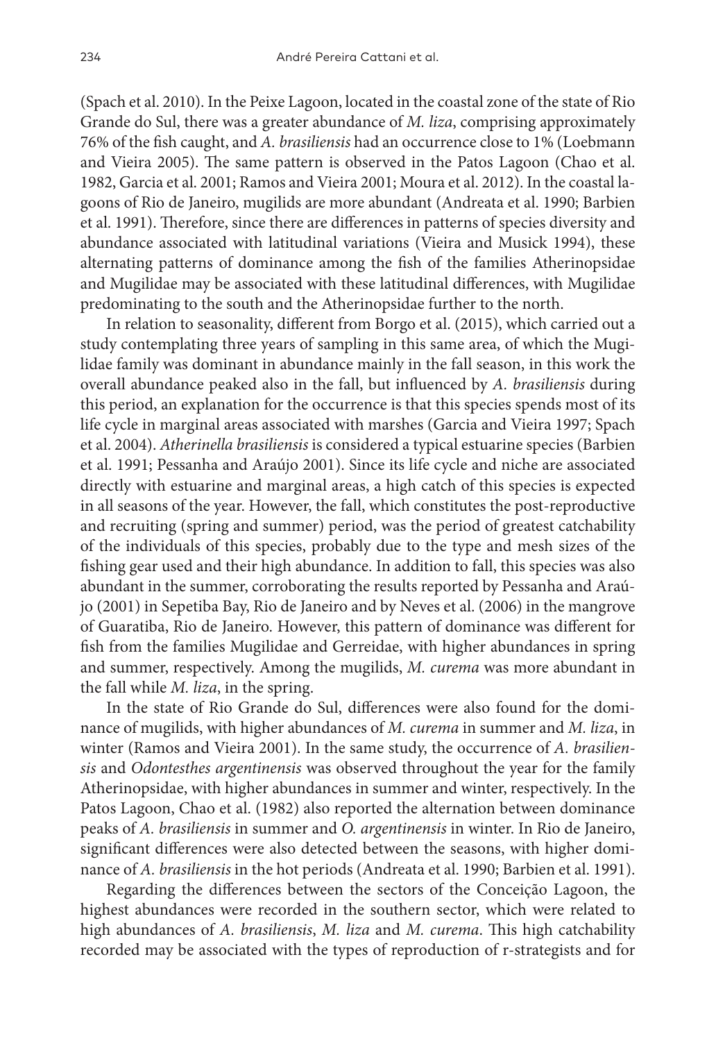(Spach et al. 2010). In the Peixe Lagoon, located in the coastal zone of the state of Rio Grande do Sul, there was a greater abundance of *M. liza*, comprising approximately 76% of the fish caught, and *A. brasiliensis* had an occurrence close to 1% (Loebmann and Vieira 2005). The same pattern is observed in the Patos Lagoon (Chao et al. 1982, Garcia et al. 2001; Ramos and Vieira 2001; Moura et al. 2012). In the coastal lagoons of Rio de Janeiro, mugilids are more abundant (Andreata et al. 1990; Barbien et al. 1991). Therefore, since there are differences in patterns of species diversity and abundance associated with latitudinal variations (Vieira and Musick 1994), these alternating patterns of dominance among the fish of the families Atherinopsidae and Mugilidae may be associated with these latitudinal differences, with Mugilidae predominating to the south and the Atherinopsidae further to the north.

In relation to seasonality, different from Borgo et al. (2015), which carried out a study contemplating three years of sampling in this same area, of which the Mugilidae family was dominant in abundance mainly in the fall season, in this work the overall abundance peaked also in the fall, but influenced by *A. brasiliensis* during this period, an explanation for the occurrence is that this species spends most of its life cycle in marginal areas associated with marshes (Garcia and Vieira 1997; Spach et al. 2004). *Atherinella brasiliensis* is considered a typical estuarine species (Barbien et al. 1991; Pessanha and Araújo 2001). Since its life cycle and niche are associated directly with estuarine and marginal areas, a high catch of this species is expected in all seasons of the year. However, the fall, which constitutes the post-reproductive and recruiting (spring and summer) period, was the period of greatest catchability of the individuals of this species, probably due to the type and mesh sizes of the fishing gear used and their high abundance. In addition to fall, this species was also abundant in the summer, corroborating the results reported by Pessanha and Araújo (2001) in Sepetiba Bay, Rio de Janeiro and by Neves et al. (2006) in the mangrove of Guaratiba, Rio de Janeiro. However, this pattern of dominance was different for fish from the families Mugilidae and Gerreidae, with higher abundances in spring and summer, respectively. Among the mugilids, *M. curema* was more abundant in the fall while *M. liza*, in the spring.

In the state of Rio Grande do Sul, differences were also found for the dominance of mugilids, with higher abundances of *M. curema* in summer and *M. liza*, in winter (Ramos and Vieira 2001). In the same study, the occurrence of *A. brasiliensis* and *Odontesthes argentinensis* was observed throughout the year for the family Atherinopsidae, with higher abundances in summer and winter, respectively. In the Patos Lagoon, Chao et al. (1982) also reported the alternation between dominance peaks of *A. brasiliensis* in summer and *O. argentinensis* in winter. In Rio de Janeiro, significant differences were also detected between the seasons, with higher dominance of *A. brasiliensis* in the hot periods (Andreata et al. 1990; Barbien et al. 1991).

Regarding the differences between the sectors of the Conceição Lagoon, the highest abundances were recorded in the southern sector, which were related to high abundances of *A. brasiliensis*, *M. liza* and *M. curema*. This high catchability recorded may be associated with the types of reproduction of r-strategists and for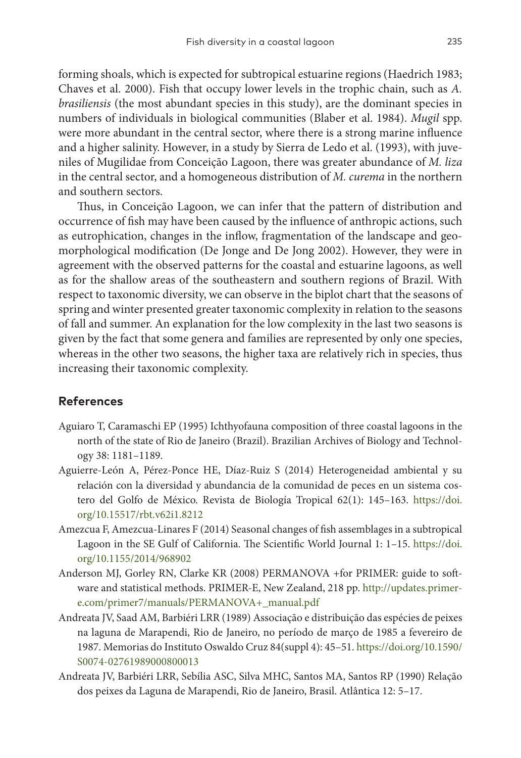forming shoals, which is expected for subtropical estuarine regions (Haedrich 1983; Chaves et al. 2000). Fish that occupy lower levels in the trophic chain, such as *A. brasiliensis* (the most abundant species in this study), are the dominant species in numbers of individuals in biological communities (Blaber et al. 1984). *Mugil* spp. were more abundant in the central sector, where there is a strong marine influence and a higher salinity. However, in a study by Sierra de Ledo et al. (1993), with juveniles of Mugilidae from Conceição Lagoon, there was greater abundance of *M. liza* in the central sector, and a homogeneous distribution of *M. curema* in the northern and southern sectors.

Thus, in Conceição Lagoon, we can infer that the pattern of distribution and occurrence of fish may have been caused by the influence of anthropic actions, such as eutrophication, changes in the inflow, fragmentation of the landscape and geomorphological modification (De Jonge and De Jong 2002). However, they were in agreement with the observed patterns for the coastal and estuarine lagoons, as well as for the shallow areas of the southeastern and southern regions of Brazil. With respect to taxonomic diversity, we can observe in the biplot chart that the seasons of spring and winter presented greater taxonomic complexity in relation to the seasons of fall and summer. An explanation for the low complexity in the last two seasons is given by the fact that some genera and families are represented by only one species, whereas in the other two seasons, the higher taxa are relatively rich in species, thus increasing their taxonomic complexity.

## References

Aguiaro T, Caramaschi EP (1995) Ichthyofauna composition of three coastal lagoons in the north of the state of Rio de Janeiro (Brazil). Brazilian Archives of Biology and Technology 38: 1181–1189.

Aguierre-León A, Pérez-Ponce HE, Díaz-Ruiz S (2014) Heterogeneidad ambiental y su relación con la diversidad y abundancia de la comunidad de peces en un sistema costero del Golfo de México. Revista de Biología Tropical 62(1): 145–163. https://doi.org/10.15517/rbt.v62i1.8212

Amezcua F, Amezcua-Linares F (2014) Seasonal changes of fish assemblages in a subtropical Lagoon in the SE Gulf of California. The Scientific World Journal 1: 1–15. https://doi.org/10.1155/2014/968902

Anderson MJ, Gorley RN, Clarke KR (2008) PERMANOVA +for PRIMER: guide to software and statistical methods. PRIMER-E, New Zealand, 218 pp. http://updates.primer-e.com/primer7/manuals/PERMANOVA+_manual.pdf

Andreata JV, Saad AM, Barbiéri LRR (1989) Associação e distribuição das espécies de peixes na laguna de Marapendi, Rio de Janeiro, no período de março de 1985 a fevereiro de 1987. Memorias do Instituto Oswaldo Cruz 84(suppl 4): 45–51. https://doi.org/10.1590/S0074-02761989000800013

Andreata JV, Barbiéri LRR, Sebília ASC, Silva MHC, Santos MA, Santos RP (1990) Relação dos peixes da Laguna de Marapendi, Rio de Janeiro, Brasil. Atlântica 12: 5–17.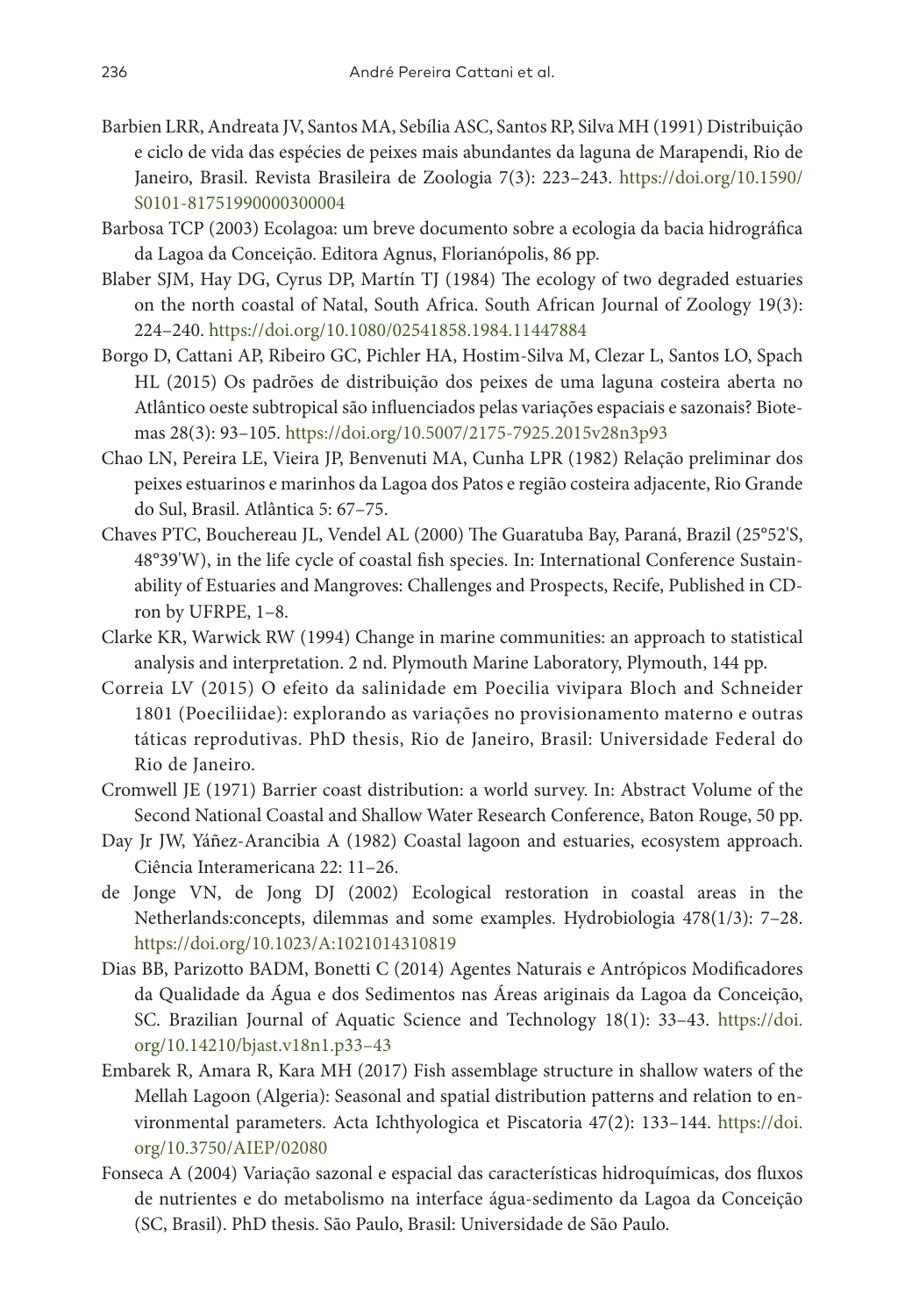Barbien LRR, Andreata JV, Santos MA, Sebília ASC, Santos RP, Silva MH (1991) Distribuição e ciclo de vida das espécies de peixes mais abundantes da laguna de Marapendi, Rio de Janeiro, Brasil. Revista Brasileira de Zoologia 7(3): 223–243. https://doi.org/10.1590/S0101-81751990000300004

Barbosa TCP (2003) Ecolagoa: um breve documento sobre a ecologia da bacia hidrográfica da Lagoa da Conceição. Editora Agnus, Florianópolis, 86 pp.

Blaber SJM, Hay DG, Cyrus DP, Martín TJ (1984) The ecology of two degraded estuaries on the north coastal of Natal, South Africa. South African Journal of Zoology 19(3): 224–240. https://doi.org/10.1080/02541858.1984.11447884

Borgo D, Cattani AP, Ribeiro GC, Pichler HA, Hostim-Silva M, Clezar L, Santos LO, Spach HL (2015) Os padrões de distribuição dos peixes de uma laguna costeira aberta no Atlântico oeste subtropical são influenciados pelas variações espaciais e sazonais? Biotemas 28(3): 93–105. https://doi.org/10.5007/2175-7925.2015v28n3p93

Chao LN, Pereira LE, Vieira JP, Benvenuti MA, Cunha LPR (1982) Relação preliminar dos peixes estuarinos e marinhos da Lagoa dos Patos e região costeira adjacente, Rio Grande do Sul, Brasil. Atlântica 5: 67–75.

Chaves PTC, Bouchereau JL, Vendel AL (2000) The Guaratuba Bay, Paraná, Brazil (25°52'S, 48°39'W), in the life cycle of coastal fish species. In: International Conference Sustainability of Estuaries and Mangroves: Challenges and Prospects, Recife, Published in CD-ron by UFRPE, 1–8.

Clarke KR, Warwick RW (1994) Change in marine communities: an approach to statistical analysis and interpretation. 2 nd. Plymouth Marine Laboratory, Plymouth, 144 pp.

Correia LV (2015) O efeito da salinidade em Poecilia vivipara Bloch and Schneider 1801 (Poeciliidae): explorando as variações no provisionamento materno e outras táticas reprodutivas. PhD thesis, Rio de Janeiro, Brasil: Universidade Federal do Rio de Janeiro.

Cromwell JE (1971) Barrier coast distribution: a world survey. In: Abstract Volume of the Second National Coastal and Shallow Water Research Conference, Baton Rouge, 50 pp.

Day Jr JW, Yáñez-Arancibia A (1982) Coastal lagoon and estuaries, ecosystem approach. Ciência Interamericana 22: 11–26.

de Jonge VN, de Jong DJ (2002) Ecological restoration in coastal areas in the Netherlands:concepts, dilemmas and some examples. Hydrobiologia 478(1/3): 7–28. https://doi.org/10.1023/A:1021014310819

Dias BB, Parizotto BADM, Bonetti C (2014) Agentes Naturais e Antrópicos Modificadores da Qualidade da Água e dos Sedimentos nas Áreas ariginais da Lagoa da Conceição, SC. Brazilian Journal of Aquatic Science and Technology 18(1): 33–43. https://doi.org/10.14210/bjast.v18n1.p33–43

Embarek R, Amara R, Kara MH (2017) Fish assemblage structure in shallow waters of the Mellah Lagoon (Algeria): Seasonal and spatial distribution patterns and relation to environmental parameters. Acta Ichthyologica et Piscatoria 47(2): 133–144. https://doi.org/10.3750/AIEP/02080

Fonseca A (2004) Variação sazonal e espacial das características hidroquímicas, dos fluxos de nutrientes e do metabolismo na interface água-sedimento da Lagoa da Conceição (SC, Brasil). PhD thesis. São Paulo, Brasil: Universidade de São Paulo.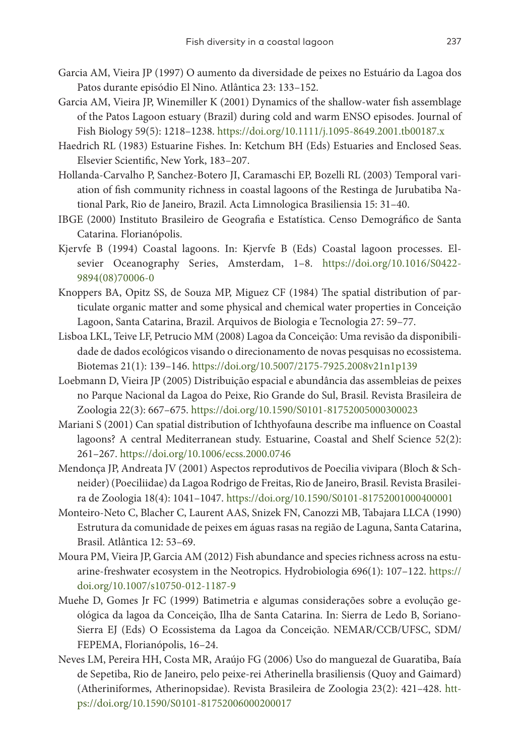Garcia AM, Vieira JP (1997) O aumento da diversidade de peixes no Estuário da Lagoa dos Patos durante episódio El Nino. Atlântica 23: 133–152.

Garcia AM, Vieira JP, Winemiller K (2001) Dynamics of the shallow-water fish assemblage of the Patos Lagoon estuary (Brazil) during cold and warm ENSO episodes. Journal of Fish Biology 59(5): 1218–1238. https://doi.org/10.1111/j.1095-8649.2001.tb00187.x

Haedrich RL (1983) Estuarine Fishes. In: Ketchum BH (Eds) Estuaries and Enclosed Seas. Elsevier Scientific, New York, 183–207.

Hollanda-Carvalho P, Sanchez-Botero JI, Caramaschi EP, Bozelli RL (2003) Temporal variation of fish community richness in coastal lagoons of the Restinga de Jurubatiba National Park, Rio de Janeiro, Brazil. Acta Limnologica Brasiliensia 15: 31–40.

IBGE (2000) Instituto Brasileiro de Geografia e Estatística. Censo Demográfico de Santa Catarina. Florianópolis.

Kjervfe B (1994) Coastal lagoons. In: Kjervfe B (Eds) Coastal lagoon processes. Elsevier Oceanography Series, Amsterdam, 1–8. https://doi.org/10.1016/S0422-9894(08)70006-0

Knoppers BA, Opitz SS, de Souza MP, Miguez CF (1984) The spatial distribution of particulate organic matter and some physical and chemical water properties in Conceição Lagoon, Santa Catarina, Brazil. Arquivos de Biologia e Tecnologia 27: 59–77.

Lisboa LKL, Teive LF, Petrucio MM (2008) Lagoa da Conceição: Uma revisão da disponibilidade de dados ecológicos visando o direcionamento de novas pesquisas no ecossistema. Biotemas 21(1): 139–146. https://doi.org/10.5007/2175-7925.2008v21n1p139

Loebmann D, Vieira JP (2005) Distribuição espacial e abundância das assembleias de peixes no Parque Nacional da Lagoa do Peixe, Rio Grande do Sul, Brasil. Revista Brasileira de Zoologia 22(3): 667–675. https://doi.org/10.1590/S0101-81752005000300023

Mariani S (2001) Can spatial distribution of Ichthyofauna describe ma influence on Coastal lagoons? A central Mediterranean study. Estuarine, Coastal and Shelf Science 52(2): 261–267. https://doi.org/10.1006/ecss.2000.0746

Mendonça JP, Andreata JV (2001) Aspectos reprodutivos de Poecilia vivipara (Bloch & Schneider) (Poeciliidae) da Lagoa Rodrigo de Freitas, Rio de Janeiro, Brasil. Revista Brasileira de Zoologia 18(4): 1041–1047. https://doi.org/10.1590/S0101-81752001000400001

Monteiro-Neto C, Blacher C, Laurent AAS, Snizek FN, Canozzi MB, Tabajara LLCA (1990) Estrutura da comunidade de peixes em águas rasas na região de Laguna, Santa Catarina, Brasil. Atlântica 12: 53–69.

Moura PM, Vieira JP, Garcia AM (2012) Fish abundance and species richness across na estuarine-freshwater ecosystem in the Neotropics. Hydrobiologia 696(1): 107–122. https://doi.org/10.1007/s10750-012-1187-9

Muehe D, Gomes Jr FC (1999) Batimetria e algumas considerações sobre a evolução geológica da lagoa da Conceição, Ilha de Santa Catarina. In: Sierra de Ledo B, Soriano-Sierra EJ (Eds) O Ecossistema da Lagoa da Conceição. NEMAR/CCB/UFSC, SDM/FEPEMA, Florianópolis, 16–24.

Neves LM, Pereira HH, Costa MR, Araújo FG (2006) Uso do manguezal de Guaratiba, Baía de Sepetiba, Rio de Janeiro, pelo peixe-rei Atherinella brasiliensis (Quoy and Gaimard) (Atheriniformes, Atherinopsidae). Revista Brasileira de Zoologia 23(2): 421–428. https://doi.org/10.1590/S0101-81752006000200017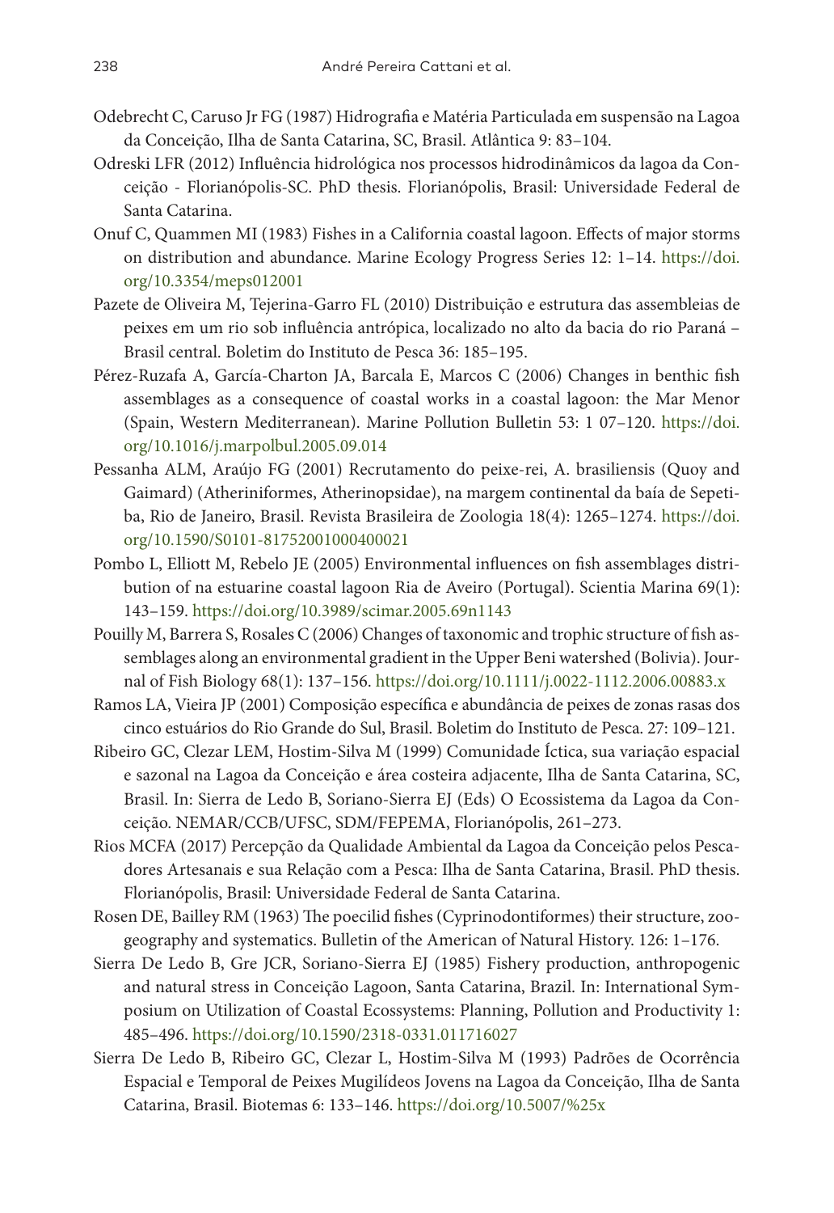Odebrecht C, Caruso Jr FG (1987) Hidrografia e Matéria Particulada em suspensão na Lagoa da Conceição, Ilha de Santa Catarina, SC, Brasil. Atlântica 9: 83–104.

Odreski LFR (2012) Influência hidrológica nos processos hidrodinâmicos da lagoa da Conceição - Florianópolis-SC. PhD thesis. Florianópolis, Brasil: Universidade Federal de Santa Catarina.

Onuf C, Quammen MI (1983) Fishes in a California coastal lagoon. Effects of major storms on distribution and abundance. Marine Ecology Progress Series 12: 1–14. https://doi.org/10.3354/meps012001

Pazete de Oliveira M, Tejerina-Garro FL (2010) Distribuição e estrutura das assembleias de peixes em um rio sob influência antrópica, localizado no alto da bacia do rio Paraná – Brasil central. Boletim do Instituto de Pesca 36: 185–195.

Pérez-Ruzafa A, García-Charton JA, Barcala E, Marcos C (2006) Changes in benthic fish assemblages as a consequence of coastal works in a coastal lagoon: the Mar Menor (Spain, Western Mediterranean). Marine Pollution Bulletin 53: 1 07–120. https://doi.org/10.1016/j.marpolbul.2005.09.014

Pessanha ALM, Araújo FG (2001) Recrutamento do peixe-rei, A. brasiliensis (Quoy and Gaimard) (Atheriniformes, Atherinopsidae), na margem continental da baía de Sepetiba, Rio de Janeiro, Brasil. Revista Brasileira de Zoologia 18(4): 1265–1274. https://doi.org/10.1590/S0101-81752001000400021

Pombo L, Elliott M, Rebelo JE (2005) Environmental influences on fish assemblages distribution of na estuarine coastal lagoon Ria de Aveiro (Portugal). Scientia Marina 69(1): 143–159. https://doi.org/10.3989/scimar.2005.69n1143

Pouilly M, Barrera S, Rosales C (2006) Changes of taxonomic and trophic structure of fish assemblages along an environmental gradient in the Upper Beni watershed (Bolivia). Journal of Fish Biology 68(1): 137–156. https://doi.org/10.1111/j.0022-1112.2006.00883.x

Ramos LA, Vieira JP (2001) Composição específica e abundância de peixes de zonas rasas dos cinco estuários do Rio Grande do Sul, Brasil. Boletim do Instituto de Pesca. 27: 109–121.

Ribeiro GC, Clezar LEM, Hostim-Silva M (1999) Comunidade Íctica, sua variação espacial e sazonal na Lagoa da Conceição e área costeira adjacente, Ilha de Santa Catarina, SC, Brasil. In: Sierra de Ledo B, Soriano-Sierra EJ (Eds) O Ecossistema da Lagoa da Conceição. NEMAR/CCB/UFSC, SDM/FEPEMA, Florianópolis, 261–273.

Rios MCFA (2017) Percepção da Qualidade Ambiental da Lagoa da Conceição pelos Pescadores Artesanais e sua Relação com a Pesca: Ilha de Santa Catarina, Brasil. PhD thesis. Florianópolis, Brasil: Universidade Federal de Santa Catarina.

Rosen DE, Bailley RM (1963) The poecilid fishes (Cyprinodontiformes) their structure, zoogeography and systematics. Bulletin of the American of Natural History. 126: 1–176.

Sierra De Ledo B, Gre JCR, Soriano-Sierra EJ (1985) Fishery production, anthropogenic and natural stress in Conceição Lagoon, Santa Catarina, Brazil. In: International Symposium on Utilization of Coastal Ecossystems: Planning, Pollution and Productivity 1: 485–496. https://doi.org/10.1590/2318-0331.011716027

Sierra De Ledo B, Ribeiro GC, Clezar L, Hostim-Silva M (1993) Padrões de Ocorrência Espacial e Temporal de Peixes Mugilídeos Jovens na Lagoa da Conceição, Ilha de Santa Catarina, Brasil. Biotemas 6: 133–146. https://doi.org/10.5007/%25x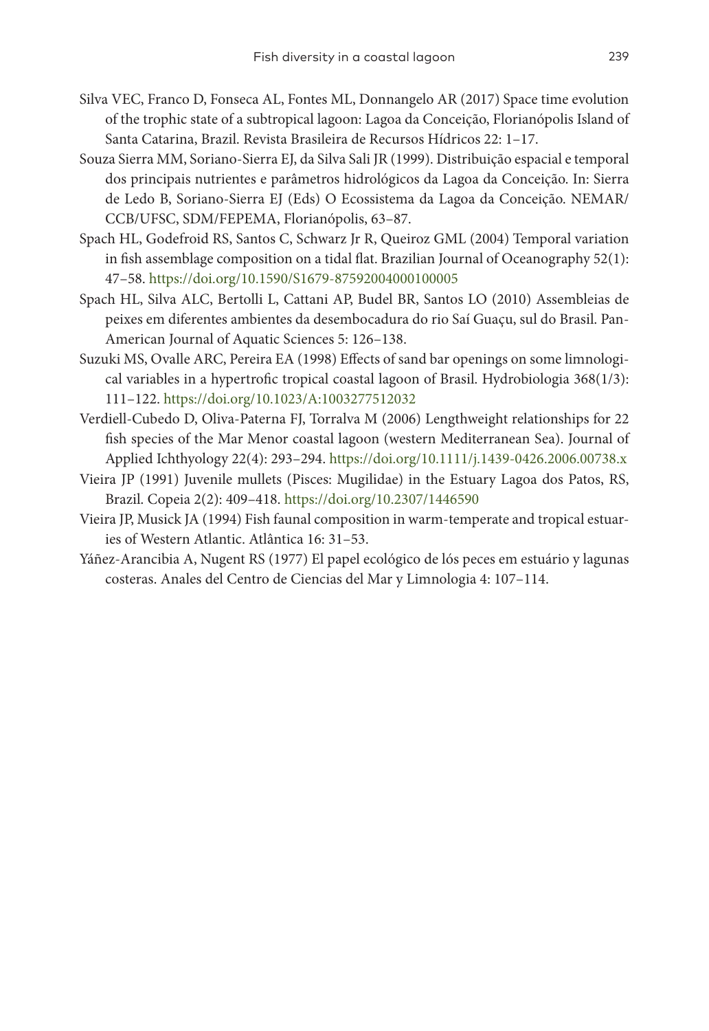Silva VEC, Franco D, Fonseca AL, Fontes ML, Donnangelo AR (2017) Space time evolution of the trophic state of a subtropical lagoon: Lagoa da Conceição, Florianópolis Island of Santa Catarina, Brazil. Revista Brasileira de Recursos Hídricos 22: 1–17.

Souza Sierra MM, Soriano-Sierra EJ, da Silva Sali JR (1999). Distribuição espacial e temporal dos principais nutrientes e parâmetros hidrológicos da Lagoa da Conceição. In: Sierra de Ledo B, Soriano-Sierra EJ (Eds) O Ecossistema da Lagoa da Conceição. NEMAR/CCB/UFSC, SDM/FEPEMA, Florianópolis, 63–87.

Spach HL, Godefroid RS, Santos C, Schwarz Jr R, Queiroz GML (2004) Temporal variation in fish assemblage composition on a tidal flat. Brazilian Journal of Oceanography 52(1): 47–58. https://doi.org/10.1590/S1679-87592004000100005

Spach HL, Silva ALC, Bertolli L, Cattani AP, Budel BR, Santos LO (2010) Assembleias de peixes em diferentes ambientes da desembocadura do rio Saí Guaçu, sul do Brasil. Pan-American Journal of Aquatic Sciences 5: 126–138.

Suzuki MS, Ovalle ARC, Pereira EA (1998) Effects of sand bar openings on some limnological variables in a hypertrofic tropical coastal lagoon of Brasil. Hydrobiologia 368(1/3): 111–122. https://doi.org/10.1023/A:1003277512032

Verdiell-Cubedo D, Oliva-Paterna FJ, Torralva M (2006) Lengthweight relationships for 22 fish species of the Mar Menor coastal lagoon (western Mediterranean Sea). Journal of Applied Ichthyology 22(4): 293–294. https://doi.org/10.1111/j.1439-0426.2006.00738.x

Vieira JP (1991) Juvenile mullets (Pisces: Mugilidae) in the Estuary Lagoa dos Patos, RS, Brazil. Copeia 2(2): 409–418. https://doi.org/10.2307/1446590

Vieira JP, Musick JA (1994) Fish faunal composition in warm-temperate and tropical estuaries of Western Atlantic. Atlântica 16: 31–53.

Yáñez-Arancibia A, Nugent RS (1977) El papel ecológico de lós peces em estuário y lagunas costeras. Anales del Centro de Ciencias del Mar y Limnologia 4: 107–114.